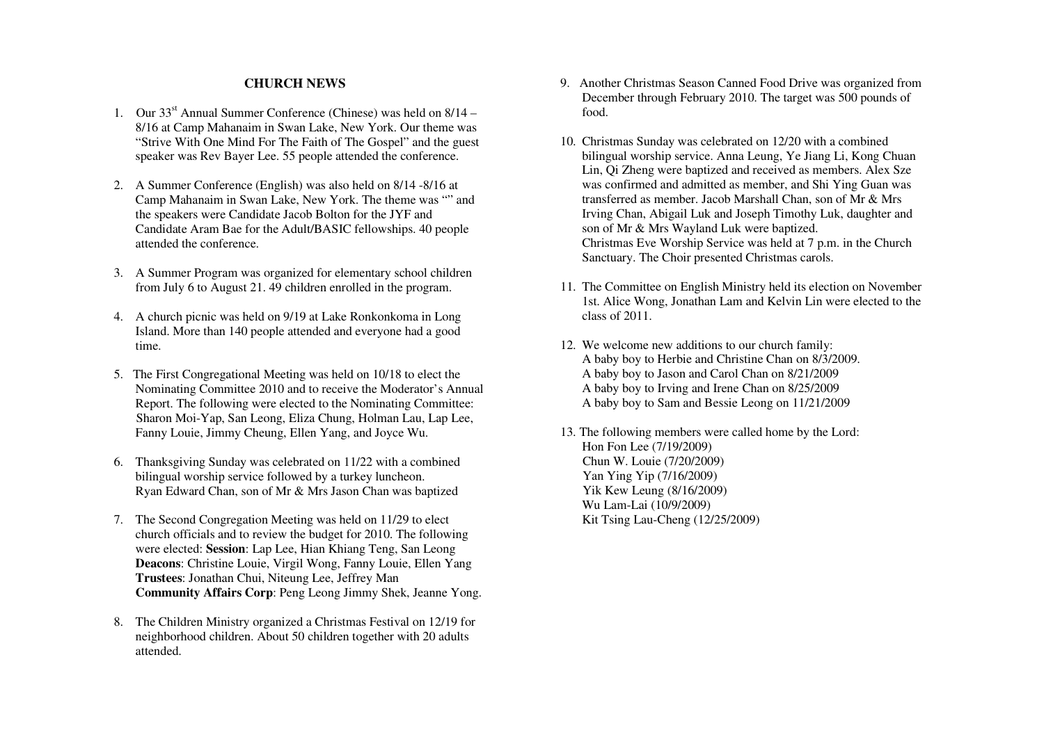**CHURCH NEWS**

1. Our 33rd Annual Summer Conference (Chinese) was held on 8/14 – 8/16 at Camp Mahanaim in Swan Lake, New York. Our theme was "Strive With One Mind For The Faith of The Gospel" and the guest speaker was Rev Bayer Lee. 55 people attended the conference.

2. A Summer Conference (English) was also held on 8/14 -8/16 at Camp Mahanaim in Swan Lake, New York. The theme was "" and the speakers were Candidate Jacob Bolton for the JYF and Candidate Aram Bae for the Adult/BASIC fellowships. 40 people attended the conference.

3. A Summer Program was organized for elementary school children from July 6 to August 21. 49 children enrolled in the program.

4. A church picnic was held on 9/19 at Lake Ronkonkoma in Long Island. More than 140 people attended and everyone had a good time.

5. The First Congregational Meeting was held on 10/18 to elect the Nominating Committee 2010 and to receive the Moderator's Annual Report. The following were elected to the Nominating Committee: Sharon Moi-Yap, San Leong, Eliza Chung, Holman Lau, Lap Lee, Fanny Louie, Jimmy Cheung, Ellen Yang, and Joyce Wu.

6. Thanksgiving Sunday was celebrated on 11/22 with a combined bilingual worship service followed by a turkey luncheon.
   Ryan Edward Chan, son of Mr & Mrs Jason Chan was baptized

7. The Second Congregation Meeting was held on 11/29 to elect church officials and to review the budget for 2010. The following were elected: **Session**: Lap Lee, Hian Khiang Teng, San Leong
   **Deacons**: Christine Louie, Virgil Wong, Fanny Louie, Ellen Yang
   **Trustees**: Jonathan Chui, Niteung Lee, Jeffrey Man
   **Community Affairs Corp**: Peng Leong Jimmy Shek, Jeanne Yong.

8. The Children Ministry organized a Christmas Festival on 12/19 for neighborhood children. About 50 children together with 20 adults attended.

9. Another Christmas Season Canned Food Drive was organized from December through February 2010. The target was 500 pounds of food.

10. Christmas Sunday was celebrated on 12/20 with a combined bilingual worship service. Anna Leung, Ye Jiang Li, Kong Chuan Lin, Qi Zheng were baptized and received as members. Alex Sze was confirmed and admitted as member, and Shi Ying Guan was transferred as member. Jacob Marshall Chan, son of Mr & Mrs Irving Chan, Abigail Luk and Joseph Timothy Luk, daughter and son of Mr & Mrs Wayland Luk were baptized.
    Christmas Eve Worship Service was held at 7 p.m. in the Church Sanctuary. The Choir presented Christmas carols.

11. The Committee on English Ministry held its election on November 1st. Alice Wong, Jonathan Lam and Kelvin Lin were elected to the class of 2011.

12. We welcome new additions to our church family:
    A baby boy to Herbie and Christine Chan on 8/3/2009.
    A baby boy to Jason and Carol Chan on 8/21/2009
    A baby boy to Irving and Irene Chan on 8/25/2009
    A baby boy to Sam and Bessie Leong on 11/21/2009

13. The following members were called home by the Lord:
    Hon Fon Lee (7/19/2009)
    Chun W. Louie (7/20/2009)
    Yan Ying Yip (7/16/2009)
    Yik Kew Leung (8/16/2009)
    Wu Lam-Lai (10/9/2009)
    Kit Tsing Lau-Cheng (12/25/2009)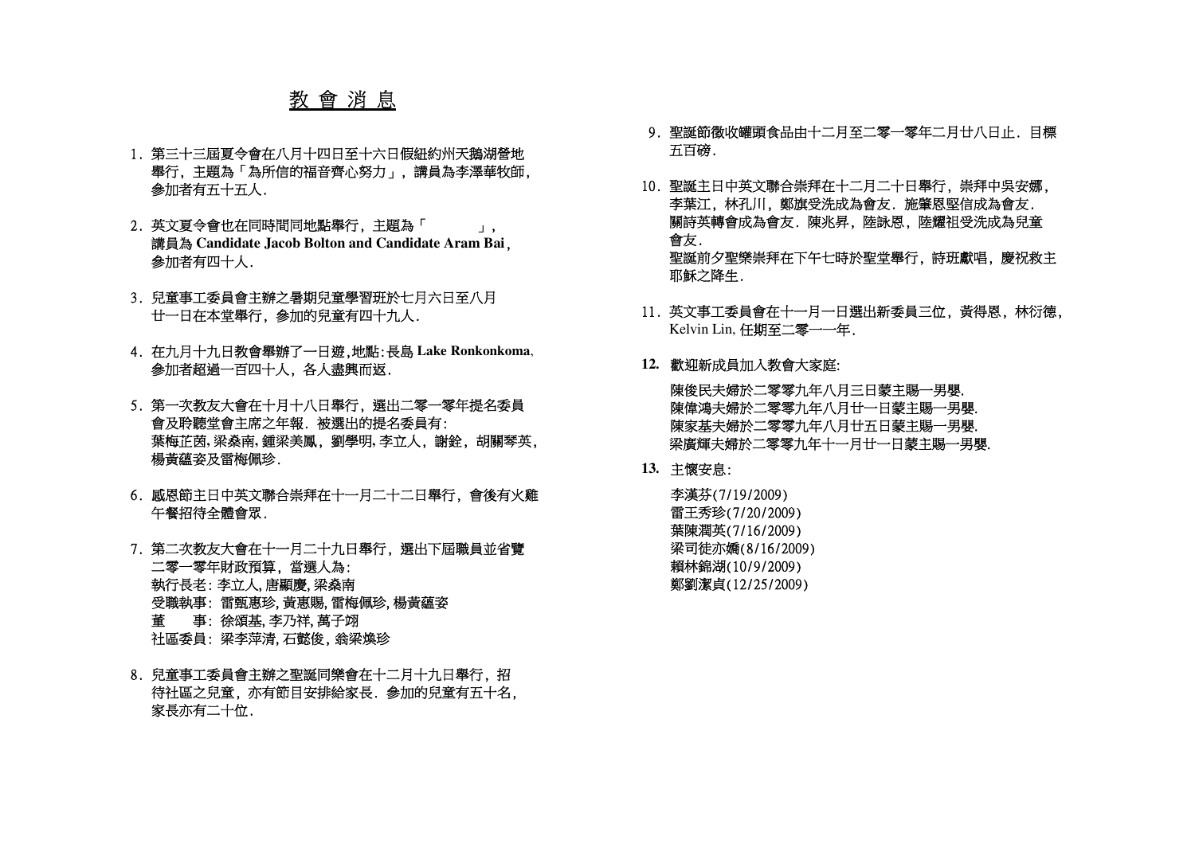# 教 會 消 息

1. 第三十三屆夏令會在八月十四日至十六日假紐約州天鵝湖營地舉行，主題為「為所信的福音齊心努力」，講員為李澤華牧師，參加者有五十五人.

2. 英文夏令會也在同時間同地點舉行，主題為「　　　　」，講員為 **Candidate Jacob Bolton and Candidate Aram Bai**，參加者有四十人.

3. 兒童事工委員會主辦之暑期兒童學習班於七月六日至八月廿一日在本堂舉行，參加的兒童有四十九人.

4. 在九月十九日教會舉辦了一日遊，地點: 長島 **Lake Ronkonkoma**，參加者超過一百四十人，各人盡興而返.

5. 第一次教友大會在十月十八日舉行，選出二零一零年提名委員會及聆聽堂會主席之年報．被選出的提名委員有: 葉梅芷茵, 梁燊南, 鍾梁美鳳，劉學明, 李立人，謝銓，胡關琴英，楊黃蘊姿及雷梅佩珍.

6. 感恩節主日中英文聯合崇拜在十一月二十二日舉行，會後有火雞午餐招待全體會眾.

7. 第二次教友大會在十一月二十九日舉行，選出下屆職員並省覽二零一零年財政預算，當選人為:
   執行長老: 李立人, 唐顯慶, 梁燊南
   受職執事: 雷甄惠珍, 黃惠賜, 雷梅佩珍, 楊黃蘊姿
   董　　事: 徐頌基, 李乃祥, 萬子翊
   社區委員: 梁李萍清, 石懿俊，翁梁煥珍

8. 兒童事工委員會主辦之聖誕同樂會在十二月十九日舉行，招待社區之兒童，亦有節目安排給家長．參加的兒童有五十名，家長亦有二十位.

9. 聖誕節徵收罐頭食品由十二月至二零一零年二月廿八日止．目標五百磅.

10. 聖誕主日中英文聯合崇拜在十二月二十日舉行，崇拜中吳安娜，李葉江，林孔川，鄭旗受洗成為會友．施肇恩堅信成為會友．關詩英轉會成為會友．陳兆昇，陸詠恩，陸耀祖受洗成為兒童會友.
    聖誕前夕聖樂崇拜在下午七時於聖堂舉行，詩班獻唱，慶祝救主耶穌之降生.

11. 英文事工委員會在十一月一日選出新委員三位，黃得恩，林衍德，Kelvin Lin, 任期至二零一一年.

**12.** 歡迎新成員加入教會大家庭:

陳俊民夫婦於二零零九年八月三日蒙主賜一男嬰.
陳偉鴻夫婦於二零零九年八月廿一日蒙主賜一男嬰.
陳家基夫婦於二零零九年八月廿五日蒙主賜一男嬰.
梁廣輝夫婦於二零零九年十一月廿一日蒙主賜一男嬰.

**13.** 主懷安息:

李漢芬(7/19/2009)
雷王秀珍(7/20/2009)
葉陳潤英(7/16/2009)
梁司徒亦嬌(8/16/2009)
賴林錦湖(10/9/2009)
鄭劉潔貞(12/25/2009)